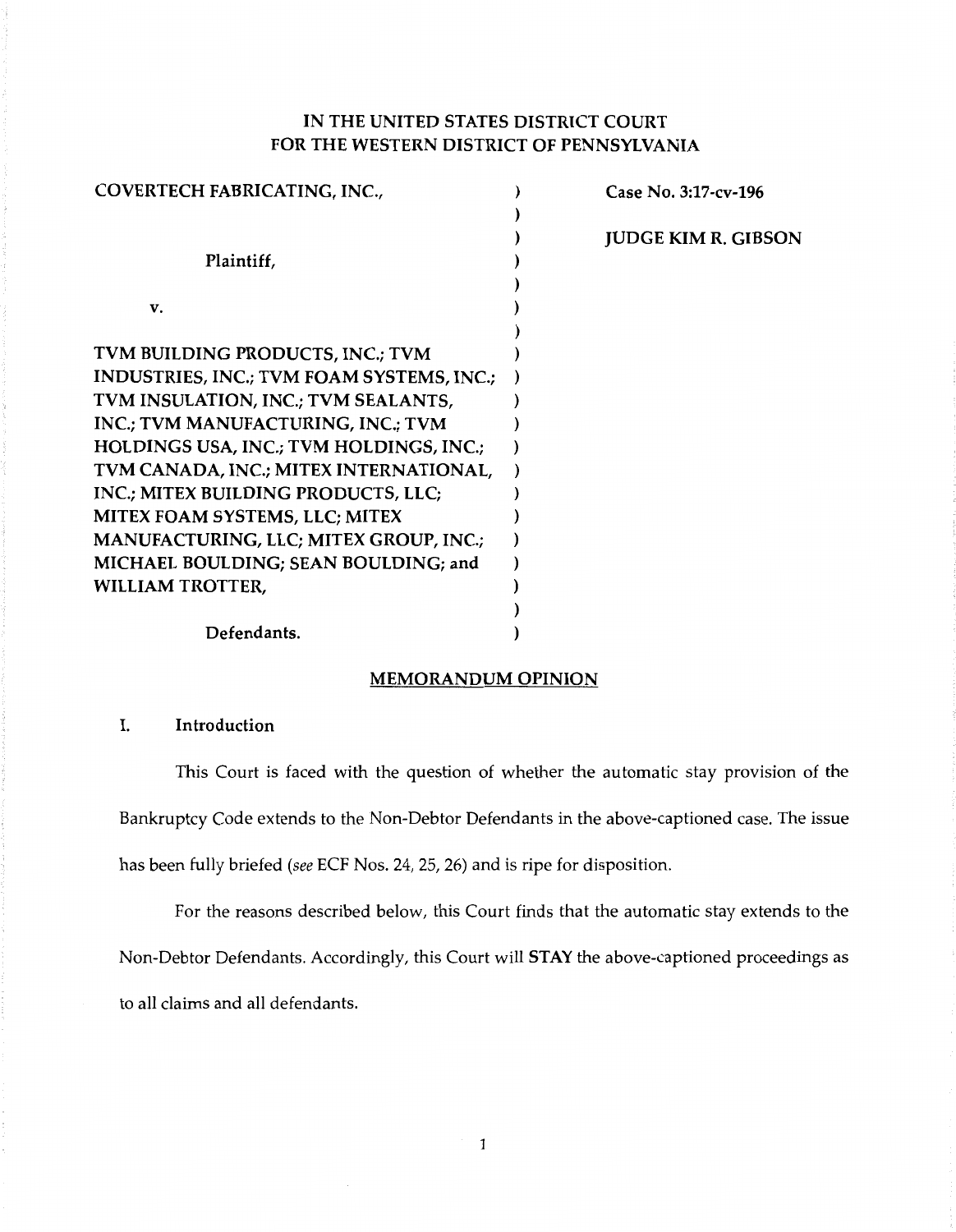# IN THE UNITED STATES DISTRICT COURT FOR THE WESTERN DISTRICT OF PENNSYLVANIA

| | | |
|---|---|---|
| COVERTECH FABRICATING, INC.,<br><br>Plaintiff,<br><br>v.<br><br>TVM BUILDING PRODUCTS, INC.; TVM INDUSTRIES, INC.; TVM FOAM SYSTEMS, INC.; TVM INSULATION, INC.; TVM SEALANTS, INC.; TVM MANUFACTURING, INC.; TVM HOLDINGS USA, INC.; TVM HOLDINGS, INC.; TVM CANADA, INC.; MITEX INTERNATIONAL, INC.; MITEX BUILDING PRODUCTS, LLC; MITEX FOAM SYSTEMS, LLC; MITEX MANUFACTURING, LLC; MITEX GROUP, INC.; MICHAEL BOULDING; SEAN BOULDING; and WILLIAM TROTTER,<br><br>Defendants. | ) | **Case No. 3:17-cv-196**<br><br>**JUDGE KIM R. GIBSON** |

## MEMORANDUM OPINION

### I. Introduction

This Court is faced with the question of whether the automatic stay provision of the Bankruptcy Code extends to the Non-Debtor Defendants in the above-captioned case. The issue has been fully briefed (*see* ECF Nos. 24, 25, 26) and is ripe for disposition.

For the reasons described below, this Court finds that the automatic stay extends to the Non-Debtor Defendants. Accordingly, this Court will **STAY** the above-captioned proceedings as to all claims and all defendants.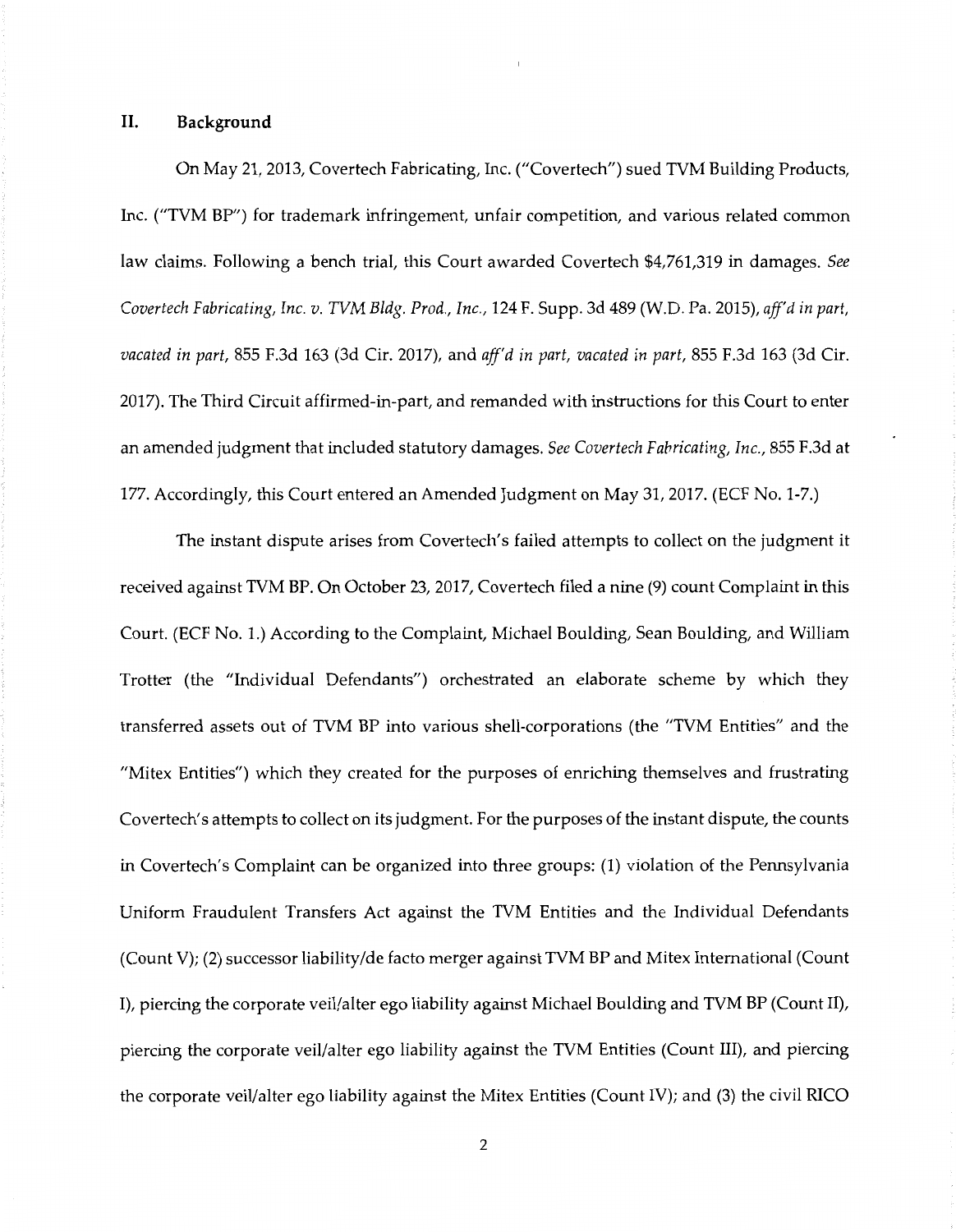## II. Background

On May 21, 2013, Covertech Fabricating, Inc. ("Covertech") sued TVM Building Products, Inc. ("TVM BP") for trademark infringement, unfair competition, and various related common law claims. Following a bench trial, this Court awarded Covertech $4,761,319 in damages. *See Covertech Fabricating, Inc. v. TVM Bldg. Prod., Inc.*, 124 F. Supp. 3d 489 (W.D. Pa. 2015), *aff'd in part, vacated in part*, 855 F.3d 163 (3d Cir. 2017), and *aff'd in part, vacated in part*, 855 F.3d 163 (3d Cir. 2017). The Third Circuit affirmed-in-part, and remanded with instructions for this Court to enter an amended judgment that included statutory damages. *See Covertech Fabricating, Inc.*, 855 F.3d at 177. Accordingly, this Court entered an Amended Judgment on May 31, 2017. (ECF No. 1-7.)

The instant dispute arises from Covertech's failed attempts to collect on the judgment it received against TVM BP. On October 23, 2017, Covertech filed a nine (9) count Complaint in this Court. (ECF No. 1.) According to the Complaint, Michael Boulding, Sean Boulding, and William Trotter (the "Individual Defendants") orchestrated an elaborate scheme by which they transferred assets out of TVM BP into various shell-corporations (the "TVM Entities" and the "Mitex Entities") which they created for the purposes of enriching themselves and frustrating Covertech's attempts to collect on its judgment. For the purposes of the instant dispute, the counts in Covertech's Complaint can be organized into three groups: (1) violation of the Pennsylvania Uniform Fraudulent Transfers Act against the TVM Entities and the Individual Defendants (Count V); (2) successor liability/de facto merger against TVM BP and Mitex International (Count I), piercing the corporate veil/alter ego liability against Michael Boulding and TVM BP (Count II), piercing the corporate veil/alter ego liability against the TVM Entities (Count III), and piercing the corporate veil/alter ego liability against the Mitex Entities (Count IV); and (3) the civil RICO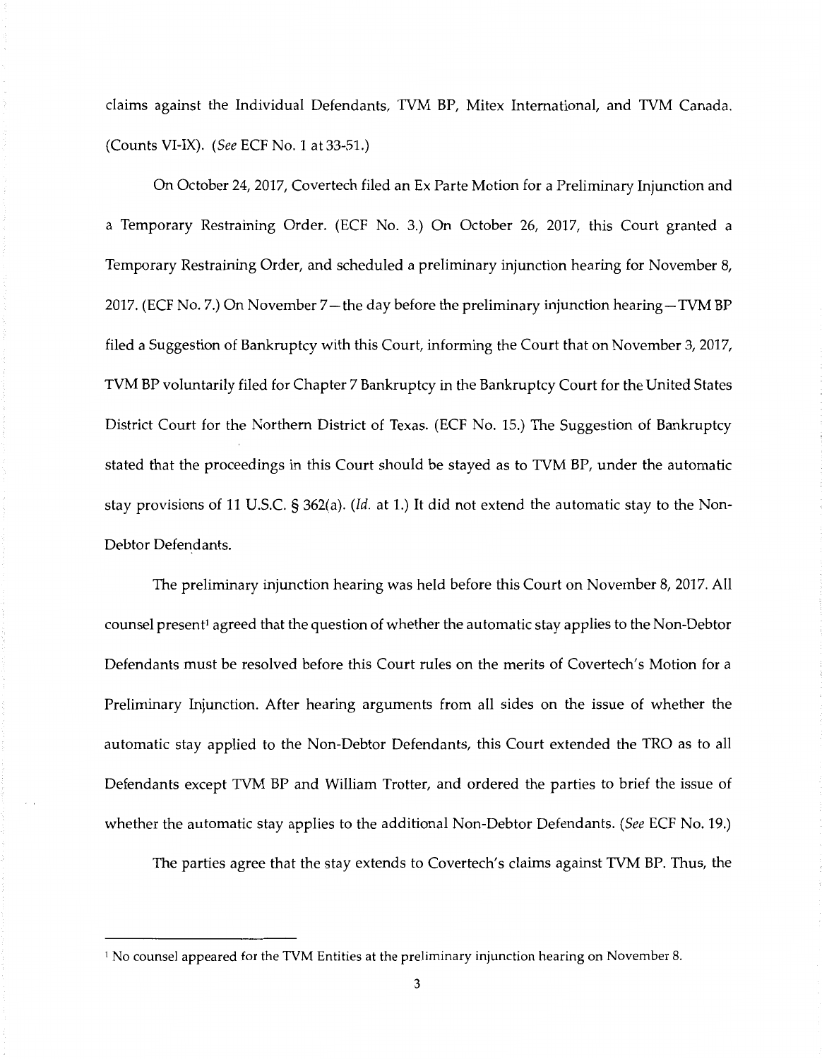claims against the Individual Defendants, TVM BP, Mitex International, and TVM Canada. (Counts VI-IX). (*See* ECF No. 1 at 33-51.)

On October 24, 2017, Covertech filed an Ex Parte Motion for a Preliminary Injunction and a Temporary Restraining Order. (ECF No. 3.) On October 26, 2017, this Court granted a Temporary Restraining Order, and scheduled a preliminary injunction hearing for November 8, 2017. (ECF No. 7.) On November 7—the day before the preliminary injunction hearing—TVM BP filed a Suggestion of Bankruptcy with this Court, informing the Court that on November 3, 2017, TVM BP voluntarily filed for Chapter 7 Bankruptcy in the Bankruptcy Court for the United States District Court for the Northern District of Texas. (ECF No. 15.) The Suggestion of Bankruptcy stated that the proceedings in this Court should be stayed as to TVM BP, under the automatic stay provisions of 11 U.S.C. § 362(a). (*Id.* at 1.) It did not extend the automatic stay to the Non-Debtor Defendants.

The preliminary injunction hearing was held before this Court on November 8, 2017. All counsel present[1] agreed that the question of whether the automatic stay applies to the Non-Debtor Defendants must be resolved before this Court rules on the merits of Covertech's Motion for a Preliminary Injunction. After hearing arguments from all sides on the issue of whether the automatic stay applied to the Non-Debtor Defendants, this Court extended the TRO as to all Defendants except TVM BP and William Trotter, and ordered the parties to brief the issue of whether the automatic stay applies to the additional Non-Debtor Defendants. (*See* ECF No. 19.)

The parties agree that the stay extends to Covertech's claims against TVM BP. Thus, the

[1] No counsel appeared for the TVM Entities at the preliminary injunction hearing on November 8.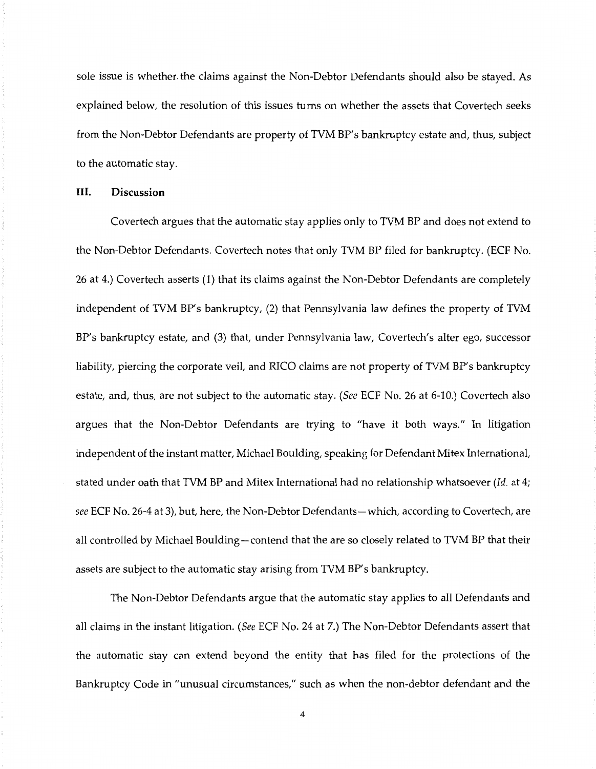sole issue is whether the claims against the Non-Debtor Defendants should also be stayed. As explained below, the resolution of this issues turns on whether the assets that Covertech seeks from the Non-Debtor Defendants are property of TVM BP's bankruptcy estate and, thus, subject to the automatic stay.

## III. Discussion

Covertech argues that the automatic stay applies only to TVM BP and does not extend to the Non-Debtor Defendants. Covertech notes that only TVM BP filed for bankruptcy. (ECF No. 26 at 4.) Covertech asserts (1) that its claims against the Non-Debtor Defendants are completely independent of TVM BP's bankruptcy, (2) that Pennsylvania law defines the property of TVM BP's bankruptcy estate, and (3) that, under Pennsylvania law, Covertech's alter ego, successor liability, piercing the corporate veil, and RICO claims are not property of TVM BP's bankruptcy estate, and, thus, are not subject to the automatic stay. (*See* ECF No. 26 at 6-10.) Covertech also argues that the Non-Debtor Defendants are trying to "have it both ways." In litigation independent of the instant matter, Michael Boulding, speaking for Defendant Mitex International, stated under oath that TVM BP and Mitex International had no relationship whatsoever (*Id.* at 4; *see* ECF No. 26-4 at 3), but, here, the Non-Debtor Defendants—which, according to Covertech, are all controlled by Michael Boulding—contend that the are so closely related to TVM BP that their assets are subject to the automatic stay arising from TVM BP's bankruptcy.

The Non-Debtor Defendants argue that the automatic stay applies to all Defendants and all claims in the instant litigation. (*See* ECF No. 24 at 7.) The Non-Debtor Defendants assert that the automatic stay can extend beyond the entity that has filed for the protections of the Bankruptcy Code in "unusual circumstances," such as when the non-debtor defendant and the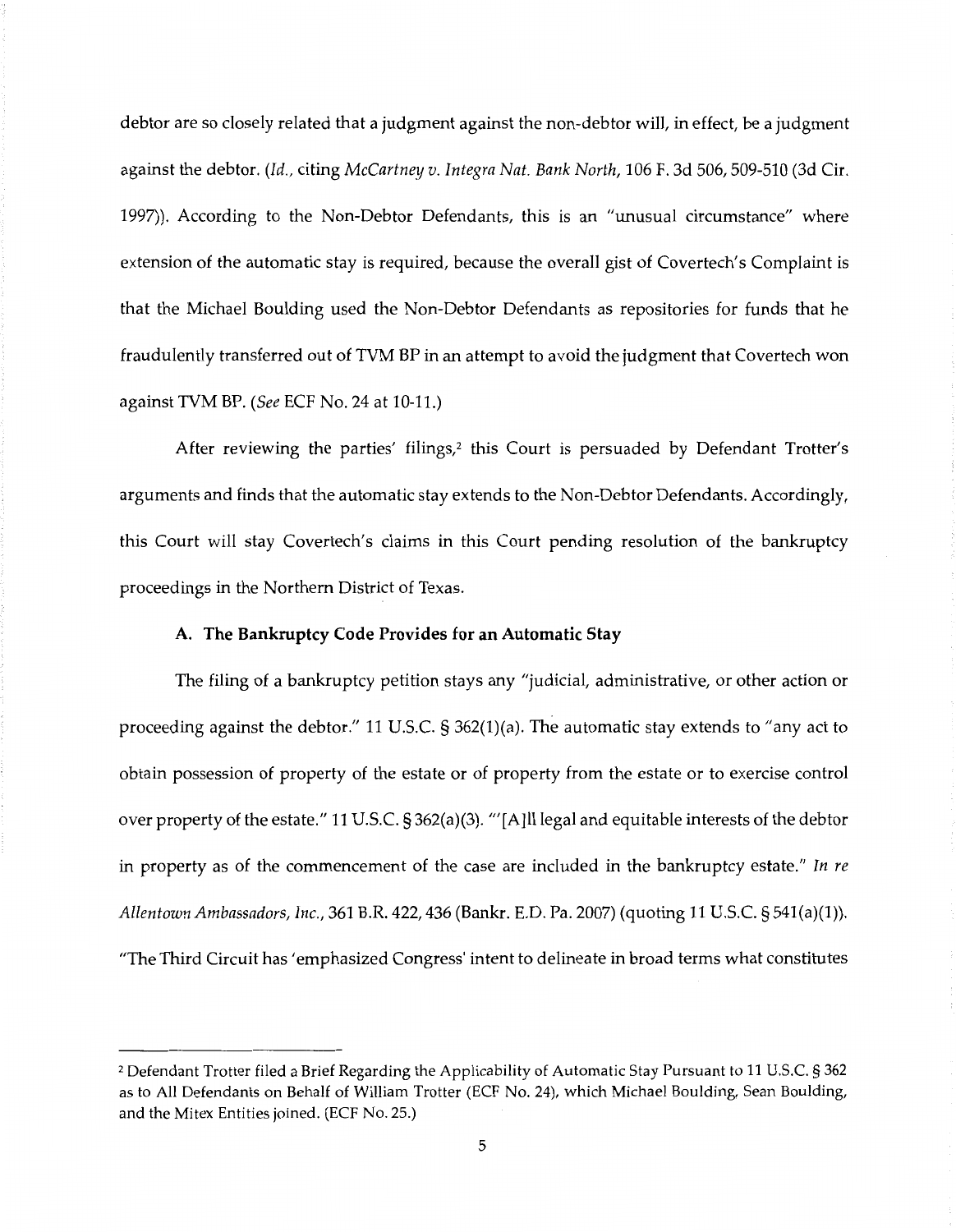debtor are so closely related that a judgment against the non-debtor will, in effect, be a judgment against the debtor. (*Id.*, citing *McCartney v. Integra Nat. Bank North*, 106 F. 3d 506, 509-510 (3d Cir. 1997)). According to the Non-Debtor Defendants, this is an "unusual circumstance" where extension of the automatic stay is required, because the overall gist of Covertech's Complaint is that the Michael Boulding used the Non-Debtor Defendants as repositories for funds that he fraudulently transferred out of TVM BP in an attempt to avoid the judgment that Covertech won against TVM BP. (*See* ECF No. 24 at 10-11.)

After reviewing the parties' filings,[2] this Court is persuaded by Defendant Trotter's arguments and finds that the automatic stay extends to the Non-Debtor Defendants. Accordingly, this Court will stay Covertech's claims in this Court pending resolution of the bankruptcy proceedings in the Northern District of Texas.

**A. The Bankruptcy Code Provides for an Automatic Stay**

The filing of a bankruptcy petition stays any "judicial, administrative, or other action or proceeding against the debtor." 11 U.S.C. § 362(1)(a). The automatic stay extends to "any act to obtain possession of property of the estate or of property from the estate or to exercise control over property of the estate." 11 U.S.C. § 362(a)(3). "'[A]ll legal and equitable interests of the debtor in property as of the commencement of the case are included in the bankruptcy estate." *In re Allentown Ambassadors, Inc.*, 361 B.R. 422, 436 (Bankr. E.D. Pa. 2007) (quoting 11 U.S.C. § 541(a)(1)). "The Third Circuit has 'emphasized Congress' intent to delineate in broad terms what constitutes

---

[2] Defendant Trotter filed a Brief Regarding the Applicability of Automatic Stay Pursuant to 11 U.S.C. § 362 as to All Defendants on Behalf of William Trotter (ECF No. 24), which Michael Boulding, Sean Boulding, and the Mitex Entities joined. (ECF No. 25.)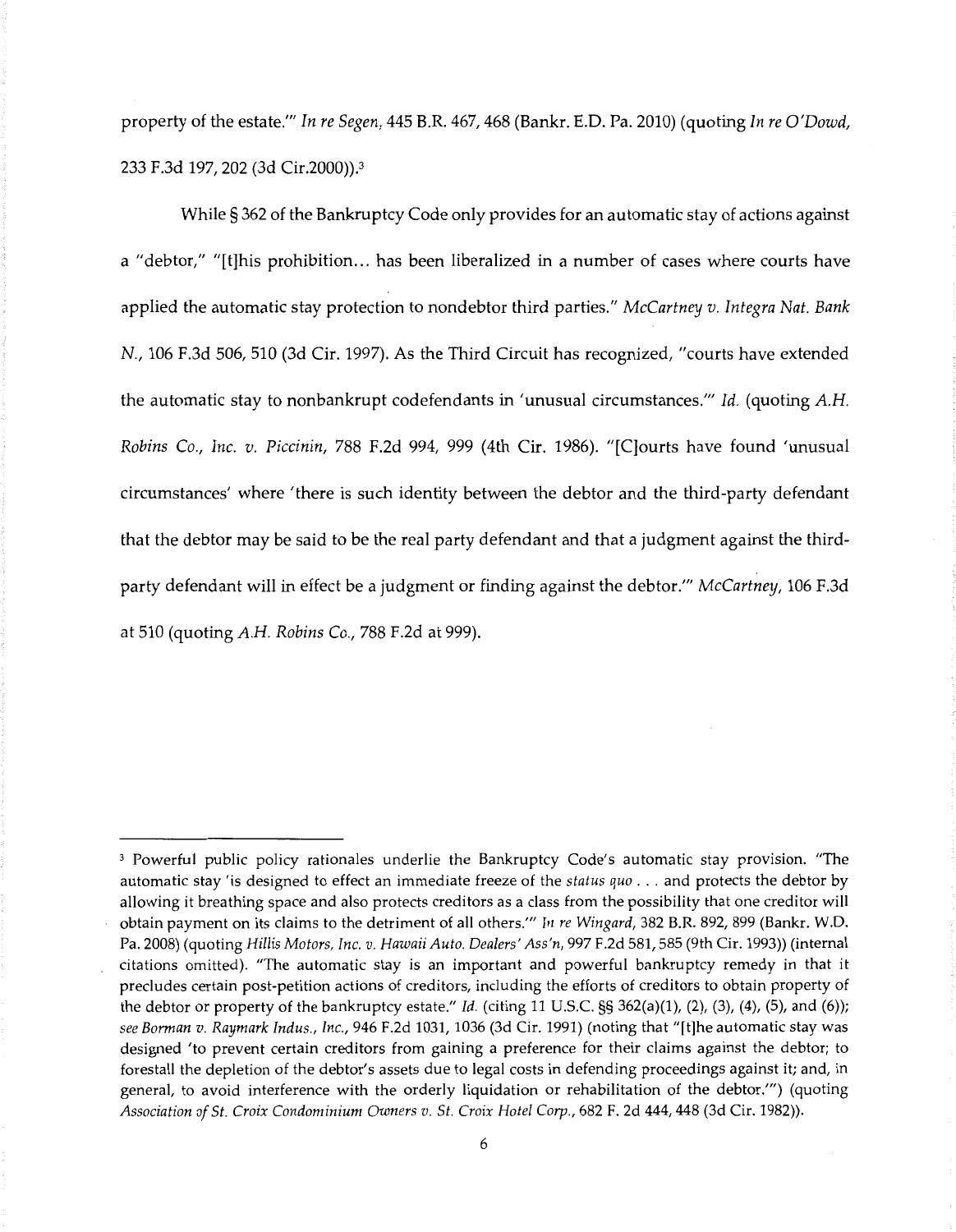property of the estate.'" *In re Segen*, 445 B.R. 467, 468 (Bankr. E.D. Pa. 2010) (quoting *In re O'Dowd*, 233 F.3d 197, 202 (3d Cir.2000)).[3]

While § 362 of the Bankruptcy Code only provides for an automatic stay of actions against a "debtor," "[t]his prohibition... has been liberalized in a number of cases where courts have applied the automatic stay protection to nondebtor third parties." *McCartney v. Integra Nat. Bank N.*, 106 F.3d 506, 510 (3d Cir. 1997). As the Third Circuit has recognized, "courts have extended the automatic stay to nonbankrupt codefendants in 'unusual circumstances.'" *Id.* (quoting *A.H. Robins Co., Inc. v. Piccinin*, 788 F.2d 994, 999 (4th Cir. 1986). "[C]ourts have found 'unusual circumstances' where 'there is such identity between the debtor and the third-party defendant that the debtor may be said to be the real party defendant and that a judgment against the third-party defendant will in effect be a judgment or finding against the debtor.'" *McCartney*, 106 F.3d at 510 (quoting *A.H. Robins Co.*, 788 F.2d at 999).

---

[3] Powerful public policy rationales underlie the Bankruptcy Code's automatic stay provision. "The automatic stay 'is designed to effect an immediate freeze of the *status quo* . . . and protects the debtor by allowing it breathing space and also protects creditors as a class from the possibility that one creditor will obtain payment on its claims to the detriment of all others.'" *In re Wingard*, 382 B.R. 892, 899 (Bankr. W.D. Pa. 2008) (quoting *Hillis Motors, Inc. v. Hawaii Auto. Dealers' Ass'n*, 997 F.2d 581, 585 (9th Cir. 1993)) (internal citations omitted). "The automatic stay is an important and powerful bankruptcy remedy in that it precludes certain post-petition actions of creditors, including the efforts of creditors to obtain property of the debtor or property of the bankruptcy estate." *Id.* (citing 11 U.S.C. §§ 362(a)(1), (2), (3), (4), (5), and (6)); *see Borman v. Raymark Indus., Inc.*, 946 F.2d 1031, 1036 (3d Cir. 1991) (noting that "[t]he automatic stay was designed 'to prevent certain creditors from gaining a preference for their claims against the debtor; to forestall the depletion of the debtor's assets due to legal costs in defending proceedings against it; and, in general, to avoid interference with the orderly liquidation or rehabilitation of the debtor.'") (quoting *Association of St. Croix Condominium Owners v. St. Croix Hotel Corp.*, 682 F. 2d 444, 448 (3d Cir. 1982)).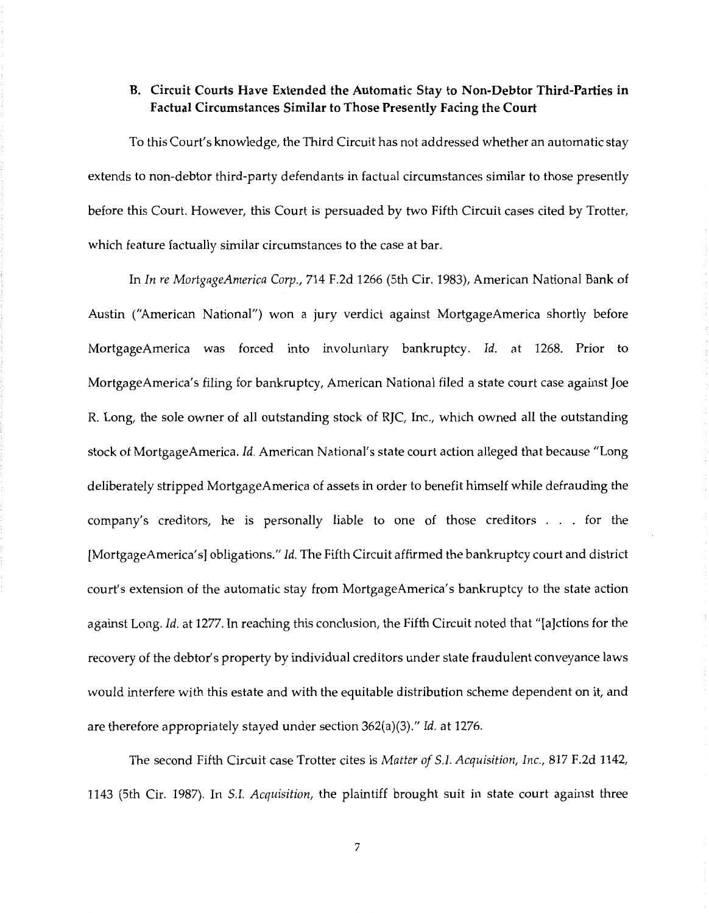### B. Circuit Courts Have Extended the Automatic Stay to Non-Debtor Third-Parties in Factual Circumstances Similar to Those Presently Facing the Court

To this Court's knowledge, the Third Circuit has not addressed whether an automatic stay extends to non-debtor third-party defendants in factual circumstances similar to those presently before this Court. However, this Court is persuaded by two Fifth Circuit cases cited by Trotter, which feature factually similar circumstances to the case at bar.

In *In re MortgageAmerica Corp.*, 714 F.2d 1266 (5th Cir. 1983), American National Bank of Austin ("American National") won a jury verdict against MortgageAmerica shortly before MortgageAmerica was forced into involuntary bankruptcy. *Id.* at 1268. Prior to MortgageAmerica's filing for bankruptcy, American National filed a state court case against Joe R. Long, the sole owner of all outstanding stock of RJC, Inc., which owned all the outstanding stock of MortgageAmerica. *Id.* American National's state court action alleged that because "Long deliberately stripped MortgageAmerica of assets in order to benefit himself while defrauding the company's creditors, he is personally liable to one of those creditors . . . for the [MortgageAmerica's] obligations." *Id.* The Fifth Circuit affirmed the bankruptcy court and district court's extension of the automatic stay from MortgageAmerica's bankruptcy to the state action against Long. *Id.* at 1277. In reaching this conclusion, the Fifth Circuit noted that "[a]ctions for the recovery of the debtor's property by individual creditors under state fraudulent conveyance laws would interfere with this estate and with the equitable distribution scheme dependent on it, and are therefore appropriately stayed under section 362(a)(3)." *Id.* at 1276.

The second Fifth Circuit case Trotter cites is *Matter of S.I. Acquisition, Inc.*, 817 F.2d 1142, 1143 (5th Cir. 1987). In *S.I. Acquisition*, the plaintiff brought suit in state court against three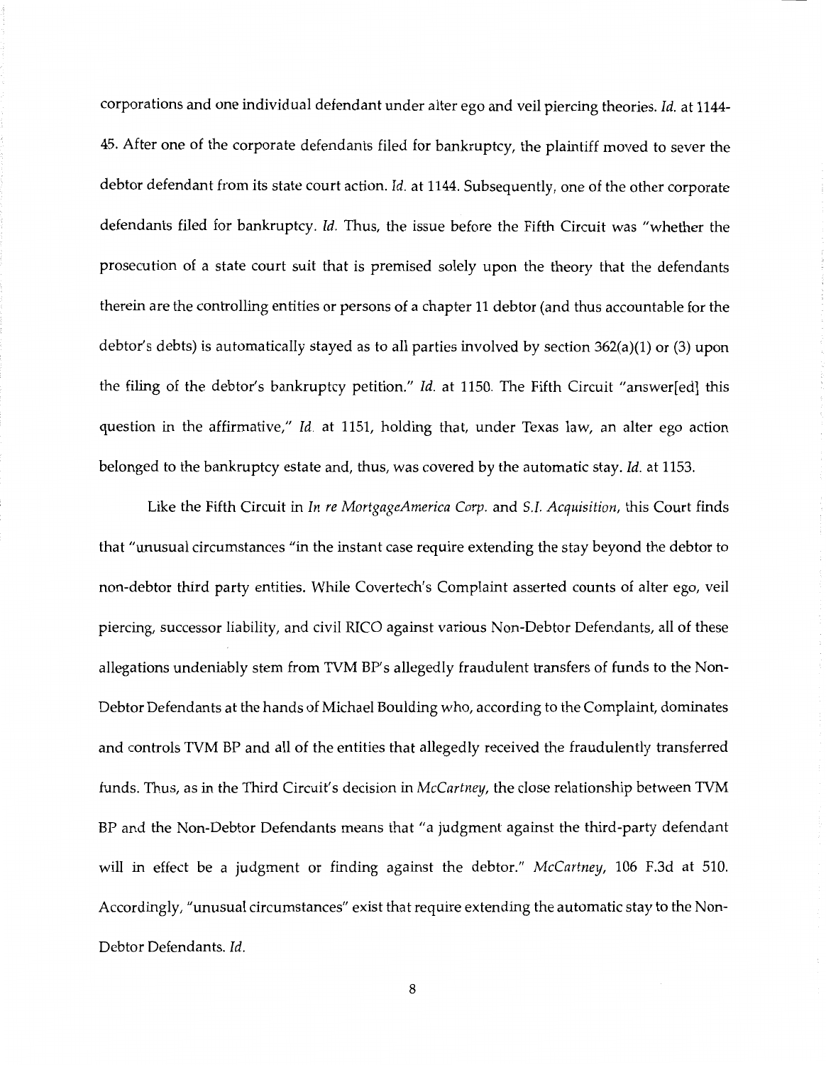corporations and one individual defendant under alter ego and veil piercing theories. *Id.* at 1144-45. After one of the corporate defendants filed for bankruptcy, the plaintiff moved to sever the debtor defendant from its state court action. *Id.* at 1144. Subsequently, one of the other corporate defendants filed for bankruptcy. *Id.* Thus, the issue before the Fifth Circuit was "whether the prosecution of a state court suit that is premised solely upon the theory that the defendants therein are the controlling entities or persons of a chapter 11 debtor (and thus accountable for the debtor's debts) is automatically stayed as to all parties involved by section 362(a)(1) or (3) upon the filing of the debtor's bankruptcy petition." *Id.* at 1150. The Fifth Circuit "answer[ed] this question in the affirmative," *Id.* at 1151, holding that, under Texas law, an alter ego action belonged to the bankruptcy estate and, thus, was covered by the automatic stay. *Id.* at 1153.

Like the Fifth Circuit in *In re MortgageAmerica Corp.* and *S.I. Acquisition*, this Court finds that "unusual circumstances "in the instant case require extending the stay beyond the debtor to non-debtor third party entities. While Covertech's Complaint asserted counts of alter ego, veil piercing, successor liability, and civil RICO against various Non-Debtor Defendants, all of these allegations undeniably stem from TVM BP's allegedly fraudulent transfers of funds to the Non-Debtor Defendants at the hands of Michael Boulding who, according to the Complaint, dominates and controls TVM BP and all of the entities that allegedly received the fraudulently transferred funds. Thus, as in the Third Circuit's decision in *McCartney*, the close relationship between TVM BP and the Non-Debtor Defendants means that "a judgment against the third-party defendant will in effect be a judgment or finding against the debtor." *McCartney*, 106 F.3d at 510. Accordingly, "unusual circumstances" exist that require extending the automatic stay to the Non-Debtor Defendants. *Id.*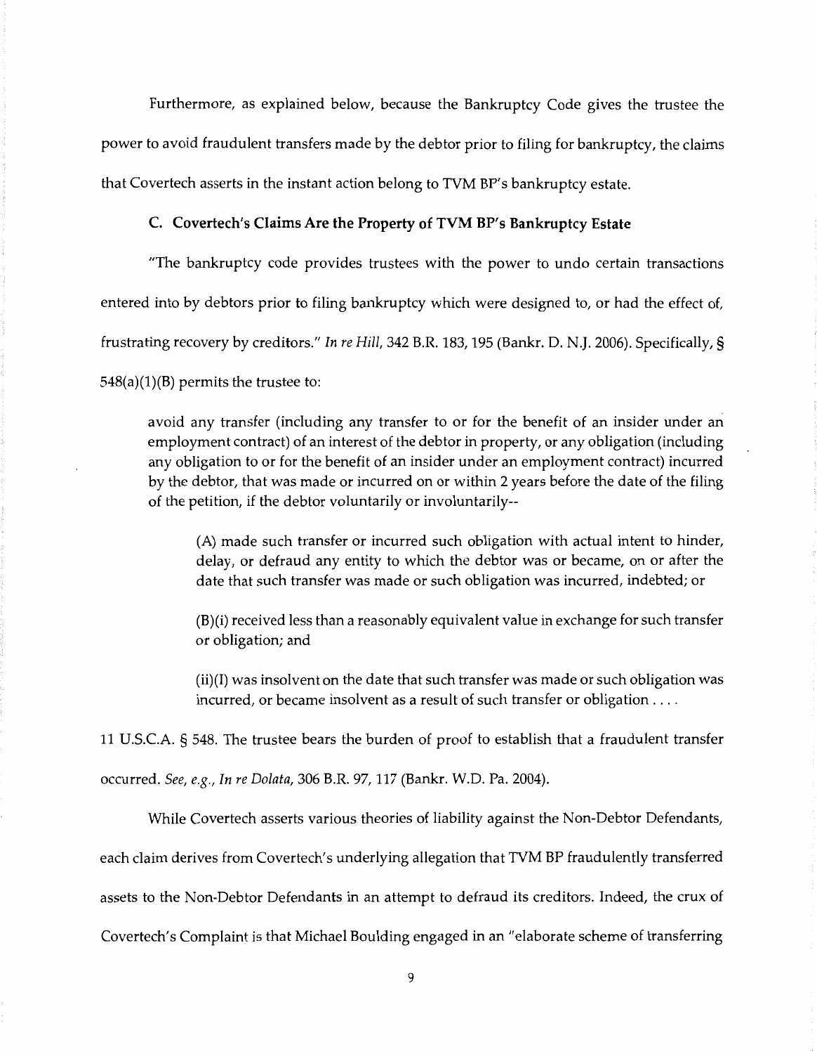Furthermore, as explained below, because the Bankruptcy Code gives the trustee the power to avoid fraudulent transfers made by the debtor prior to filing for bankruptcy, the claims that Covertech asserts in the instant action belong to TVM BP's bankruptcy estate.

### C. Covertech's Claims Are the Property of TVM BP's Bankruptcy Estate

"The bankruptcy code provides trustees with the power to undo certain transactions entered into by debtors prior to filing bankruptcy which were designed to, or had the effect of, frustrating recovery by creditors." *In re Hill*, 342 B.R. 183, 195 (Bankr. D. N.J. 2006). Specifically, § 548(a)(1)(B) permits the trustee to:

> avoid any transfer (including any transfer to or for the benefit of an insider under an employment contract) of an interest of the debtor in property, or any obligation (including any obligation to or for the benefit of an insider under an employment contract) incurred by the debtor, that was made or incurred on or within 2 years before the date of the filing of the petition, if the debtor voluntarily or involuntarily--
>
> > (A) made such transfer or incurred such obligation with actual intent to hinder, delay, or defraud any entity to which the debtor was or became, on or after the date that such transfer was made or such obligation was incurred, indebted; or
> >
> > (B)(i) received less than a reasonably equivalent value in exchange for such transfer or obligation; and
> >
> > (ii)(I) was insolvent on the date that such transfer was made or such obligation was incurred, or became insolvent as a result of such transfer or obligation . . . .

11 U.S.C.A. § 548. The trustee bears the burden of proof to establish that a fraudulent transfer occurred. *See, e.g.*, *In re Dolata*, 306 B.R. 97, 117 (Bankr. W.D. Pa. 2004).

While Covertech asserts various theories of liability against the Non-Debtor Defendants, each claim derives from Covertech's underlying allegation that TVM BP fraudulently transferred assets to the Non-Debtor Defendants in an attempt to defraud its creditors. Indeed, the crux of Covertech's Complaint is that Michael Boulding engaged in an "elaborate scheme of transferring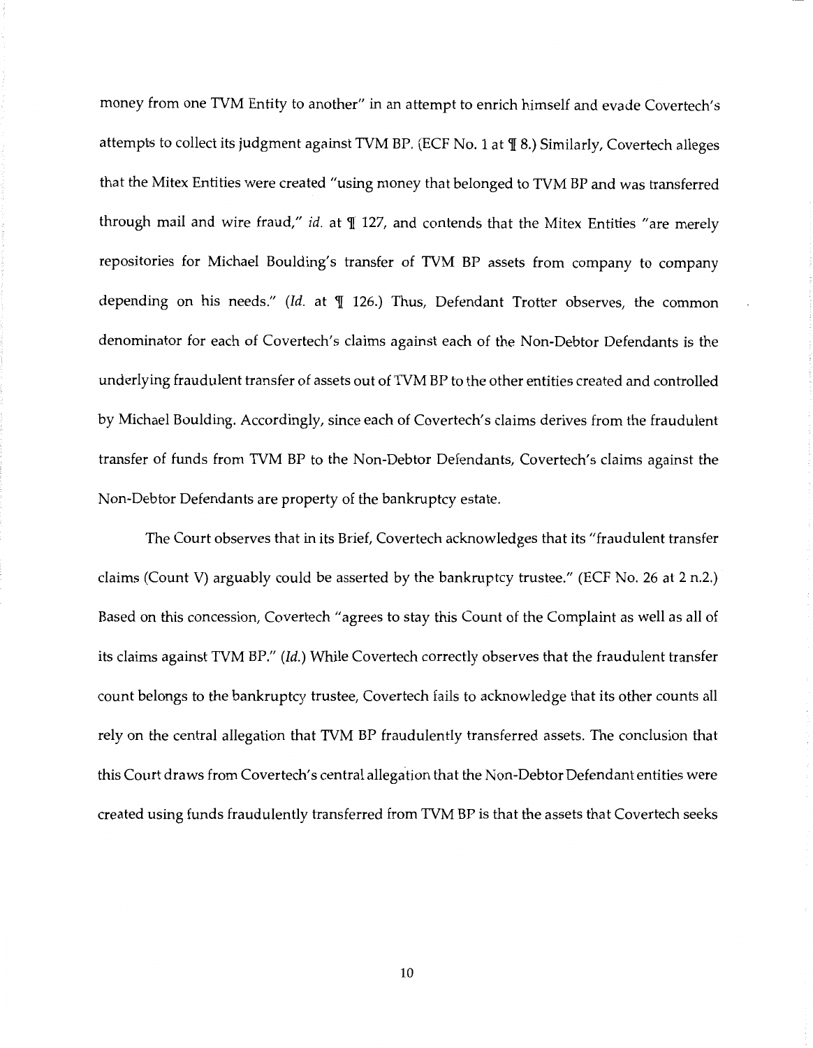money from one TVM Entity to another" in an attempt to enrich himself and evade Covertech's attempts to collect its judgment against TVM BP. (ECF No. 1 at ¶ 8.) Similarly, Covertech alleges that the Mitex Entities were created "using money that belonged to TVM BP and was transferred through mail and wire fraud," *id.* at ¶ 127, and contends that the Mitex Entities "are merely repositories for Michael Boulding's transfer of TVM BP assets from company to company depending on his needs." (*Id.* at ¶ 126.) Thus, Defendant Trotter observes, the common denominator for each of Covertech's claims against each of the Non-Debtor Defendants is the underlying fraudulent transfer of assets out of TVM BP to the other entities created and controlled by Michael Boulding. Accordingly, since each of Covertech's claims derives from the fraudulent transfer of funds from TVM BP to the Non-Debtor Defendants, Covertech's claims against the Non-Debtor Defendants are property of the bankruptcy estate.

The Court observes that in its Brief, Covertech acknowledges that its "fraudulent transfer claims (Count V) arguably could be asserted by the bankruptcy trustee." (ECF No. 26 at 2 n.2.) Based on this concession, Covertech "agrees to stay this Count of the Complaint as well as all of its claims against TVM BP." (*Id.*) While Covertech correctly observes that the fraudulent transfer count belongs to the bankruptcy trustee, Covertech fails to acknowledge that its other counts all rely on the central allegation that TVM BP fraudulently transferred assets. The conclusion that this Court draws from Covertech's central allegation that the Non-Debtor Defendant entities were created using funds fraudulently transferred from TVM BP is that the assets that Covertech seeks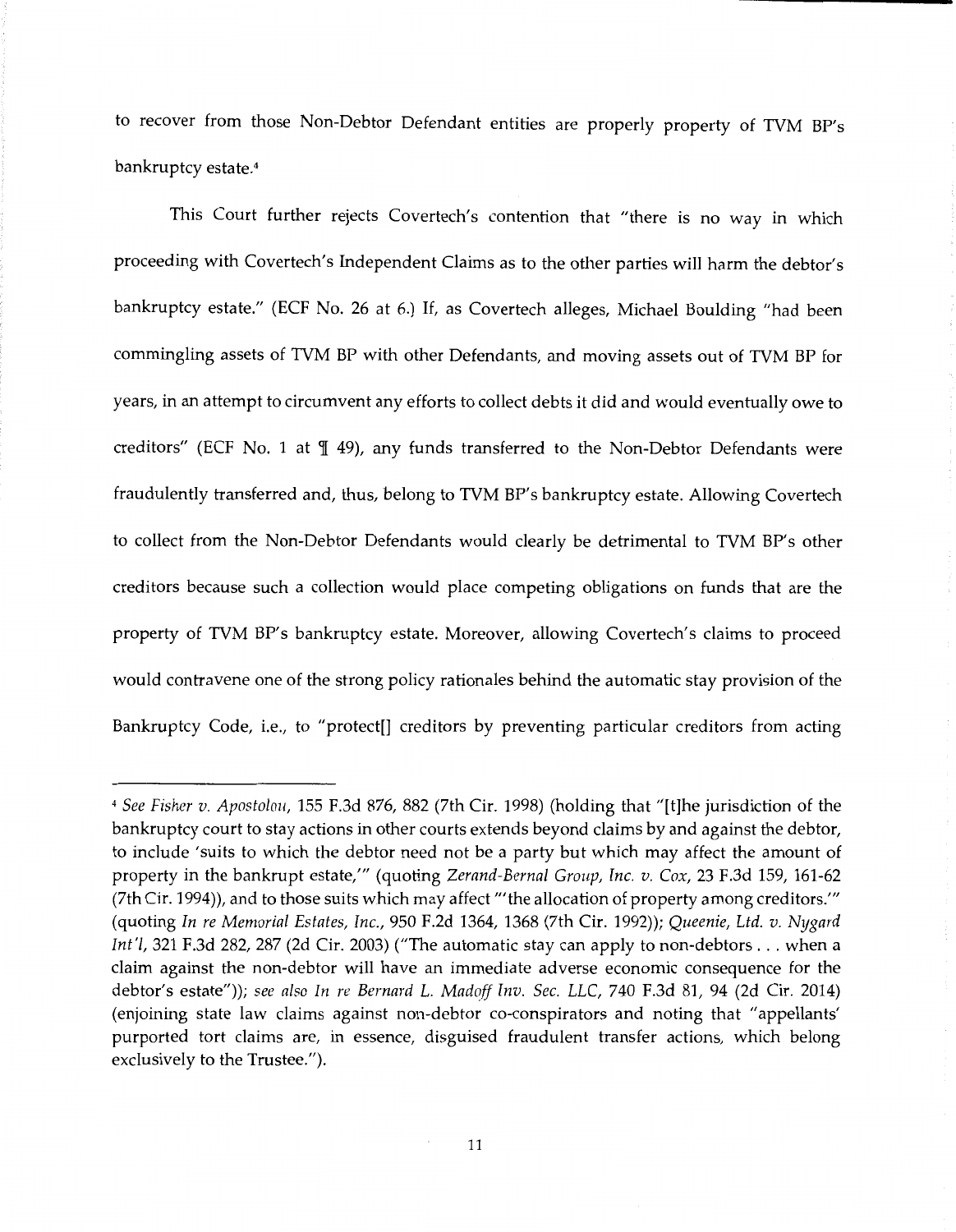to recover from those Non-Debtor Defendant entities are properly property of TVM BP's bankruptcy estate.[4]

This Court further rejects Covertech's contention that "there is no way in which proceeding with Covertech's Independent Claims as to the other parties will harm the debtor's bankruptcy estate." (ECF No. 26 at 6.) If, as Covertech alleges, Michael Boulding "had been commingling assets of TVM BP with other Defendants, and moving assets out of TVM BP for years, in an attempt to circumvent any efforts to collect debts it did and would eventually owe to creditors" (ECF No. 1 at ¶ 49), any funds transferred to the Non-Debtor Defendants were fraudulently transferred and, thus, belong to TVM BP's bankruptcy estate. Allowing Covertech to collect from the Non-Debtor Defendants would clearly be detrimental to TVM BP's other creditors because such a collection would place competing obligations on funds that are the property of TVM BP's bankruptcy estate. Moreover, allowing Covertech's claims to proceed would contravene one of the strong policy rationales behind the automatic stay provision of the Bankruptcy Code, i.e., to "protect[] creditors by preventing particular creditors from acting

---

[4] *See Fisher v. Apostolou*, 155 F.3d 876, 882 (7th Cir. 1998) (holding that "[t]he jurisdiction of the bankruptcy court to stay actions in other courts extends beyond claims by and against the debtor, to include 'suits to which the debtor need not be a party but which may affect the amount of property in the bankrupt estate,'" (quoting *Zerand-Bernal Group, Inc. v. Cox*, 23 F.3d 159, 161-62 (7th Cir. 1994)), and to those suits which may affect "'the allocation of property among creditors.'" (quoting *In re Memorial Estates, Inc.*, 950 F.2d 1364, 1368 (7th Cir. 1992)); *Queenie, Ltd. v. Nygard Int'l*, 321 F.3d 282, 287 (2d Cir. 2003) ("The automatic stay can apply to non-debtors . . . when a claim against the non-debtor will have an immediate adverse economic consequence for the debtor's estate")); *see also In re Bernard L. Madoff Inv. Sec. LLC*, 740 F.3d 81, 94 (2d Cir. 2014) (enjoining state law claims against non-debtor co-conspirators and noting that "appellants' purported tort claims are, in essence, disguised fraudulent transfer actions, which belong exclusively to the Trustee.").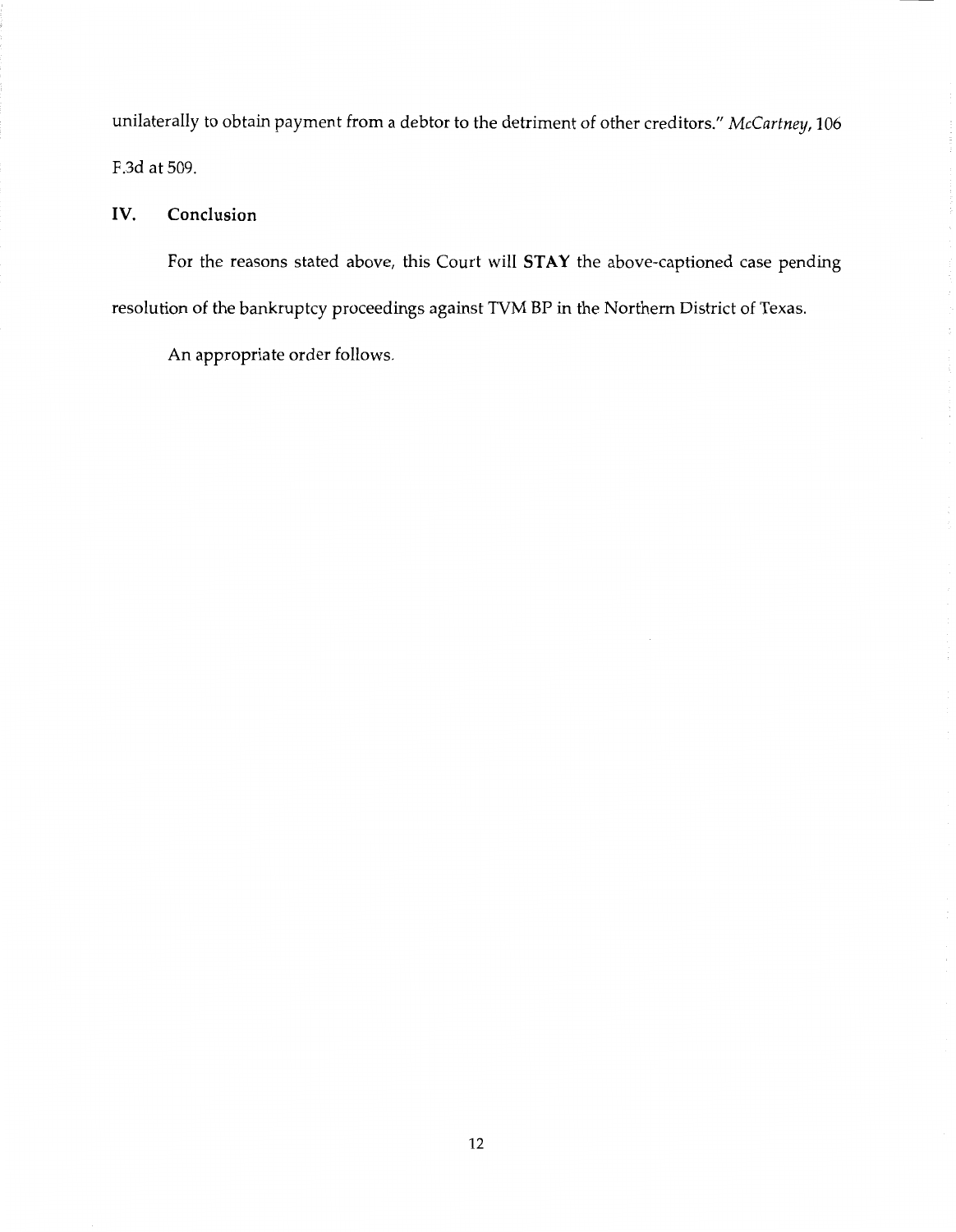unilaterally to obtain payment from a debtor to the detriment of other creditors." *McCartney*, 106 F.3d at 509.

## IV. Conclusion

For the reasons stated above, this Court will **STAY** the above-captioned case pending resolution of the bankruptcy proceedings against TVM BP in the Northern District of Texas.

An appropriate order follows.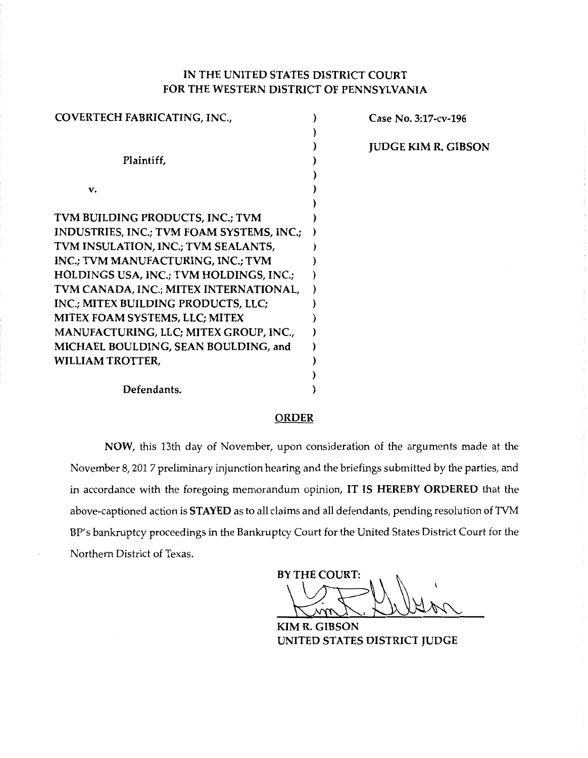# IN THE UNITED STATES DISTRICT COURT FOR THE WESTERN DISTRICT OF PENNSYLVANIA

| | | |
|---|---|---|
| COVERTECH FABRICATING, INC., | ) | Case No. 3:17-cv-196 |
| | ) | |
| | ) | JUDGE KIM R. GIBSON |
| Plaintiff, | ) | |
| | ) | |
| v. | ) | |
| | ) | |
| TVM BUILDING PRODUCTS, INC.; TVM INDUSTRIES, INC.; TVM FOAM SYSTEMS, INC.; TVM INSULATION, INC.; TVM SEALANTS, INC.; TVM MANUFACTURING, INC.; TVM HOLDINGS USA, INC.; TVM HOLDINGS, INC.; TVM CANADA, INC.; MITEX INTERNATIONAL, INC.; MITEX BUILDING PRODUCTS, LLC; MITEX FOAM SYSTEMS, LLC; MITEX MANUFACTURING, LLC; MITEX GROUP, INC., MICHAEL BOULDING, SEAN BOULDING, and WILLIAM TROTTER, | ) | |
| | ) | |
| Defendants. | ) | |

## ORDER

**NOW**, this 13th day of November, upon consideration of the arguments made at the November 8, 2017 preliminary injunction hearing and the briefings submitted by the parties, and in accordance with the foregoing memorandum opinion, **IT IS HEREBY ORDERED** that the above-captioned action is **STAYED** as to all claims and all defendants, pending resolution of TVM BP's bankruptcy proceedings in the Bankruptcy Court for the United States District Court for the Northern District of Texas.

BY THE COURT:

KIM R. GIBSON
UNITED STATES DISTRICT JUDGE